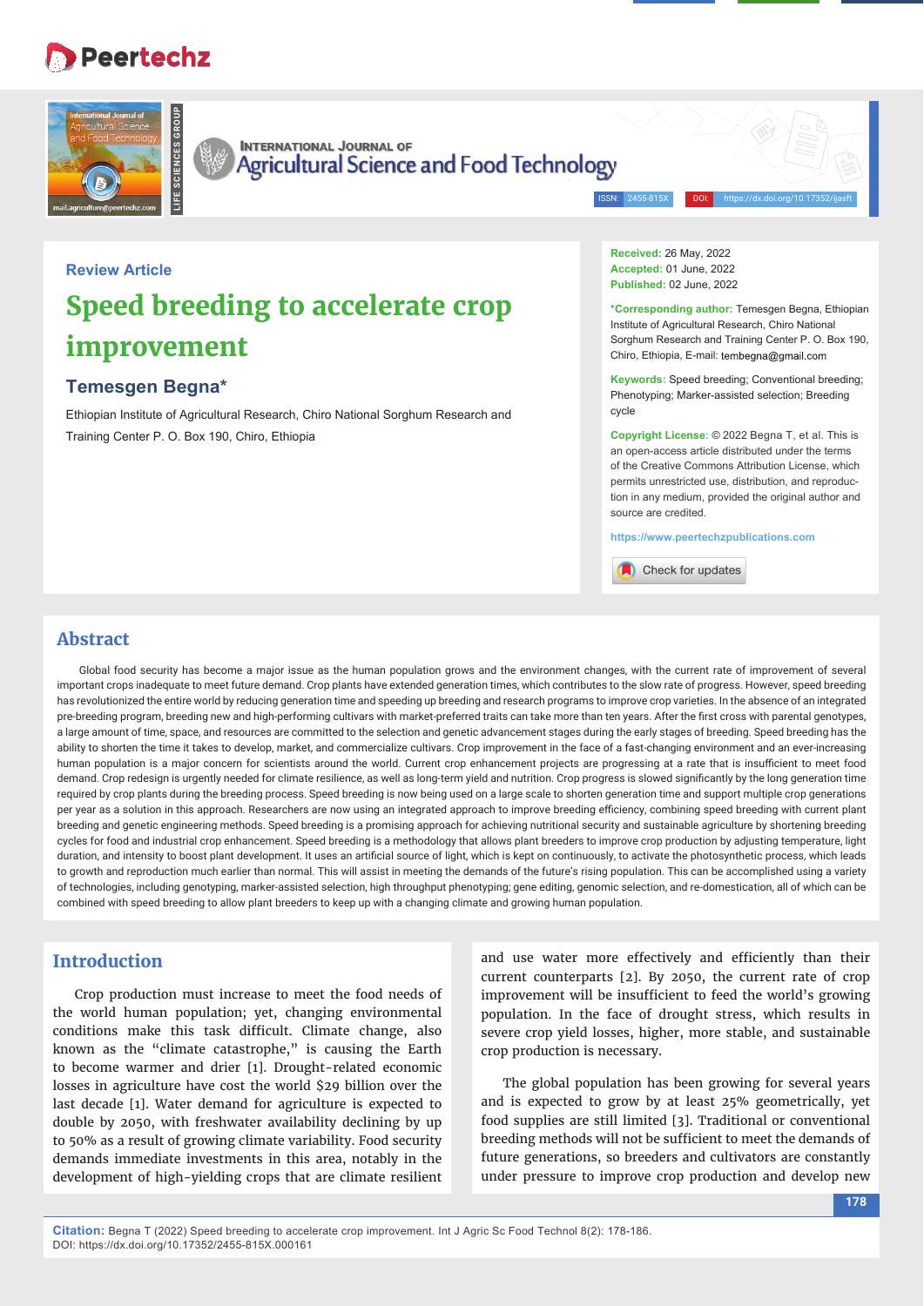Review Article

# Speed breeding to accelerate crop improvement

## Temesgen Begna*

Ethiopian Institute of Agricultural Research, Chiro National Sorghum Research and Training Center P. O. Box 190, Chiro, Ethiopia

**Received:** 26 May, 2022
**Accepted:** 01 June, 2022
**Published:** 02 June, 2022

***Corresponding author:** Temesgen Begna, Ethiopian Institute of Agricultural Research, Chiro National Sorghum Research and Training Center P. O. Box 190, Chiro, Ethiopia, E-mail: tembegna@gmail.com

**Keywords:** Speed breeding; Conventional breeding; Phenotyping; Marker-assisted selection; Breeding cycle

**Copyright License:** © 2022 Begna T, et al. This is an open-access article distributed under the terms of the Creative Commons Attribution License, which permits unrestricted use, distribution, and reproduction in any medium, provided the original author and source are credited.

https://www.peertechzpublications.com

## Abstract

Global food security has become a major issue as the human population grows and the environment changes, with the current rate of improvement of several important crops inadequate to meet future demand. Crop plants have extended generation times, which contributes to the slow rate of progress. However, speed breeding has revolutionized the entire world by reducing generation time and speeding up breeding and research programs to improve crop varieties. In the absence of an integrated pre-breeding program, breeding new and high-performing cultivars with market-preferred traits can take more than ten years. After the first cross with parental genotypes, a large amount of time, space, and resources are committed to the selection and genetic advancement stages during the early stages of breeding. Speed breeding has the ability to shorten the time it takes to develop, market, and commercialize cultivars. Crop improvement in the face of a fast-changing environment and an ever-increasing human population is a major concern for scientists around the world. Current crop enhancement projects are progressing at a rate that is insufficient to meet food demand. Crop redesign is urgently needed for climate resilience, as well as long-term yield and nutrition. Crop progress is slowed significantly by the long generation time required by crop plants during the breeding process. Speed breeding is now being used on a large scale to shorten generation time and support multiple crop generations per year as a solution in this approach. Researchers are now using an integrated approach to improve breeding efficiency, combining speed breeding with current plant breeding and genetic engineering methods. Speed breeding is a promising approach for achieving nutritional security and sustainable agriculture by shortening breeding cycles for food and industrial crop enhancement. Speed breeding is a methodology that allows plant breeders to improve crop production by adjusting temperature, light duration, and intensity to boost plant development. It uses an artificial source of light, which is kept on continuously, to activate the photosynthetic process, which leads to growth and reproduction much earlier than normal. This will assist in meeting the demands of the future's rising population. This can be accomplished using a variety of technologies, including genotyping, marker-assisted selection, high throughput phenotyping; gene editing, genomic selection, and re-domestication, all of which can be combined with speed breeding to allow plant breeders to keep up with a changing climate and growing human population.

## Introduction

Crop production must increase to meet the food needs of the world human population; yet, changing environmental conditions make this task difficult. Climate change, also known as the "climate catastrophe," is causing the Earth to become warmer and drier [1]. Drought-related economic losses in agriculture have cost the world $29 billion over the last decade [1]. Water demand for agriculture is expected to double by 2050, with freshwater availability declining by up to 50% as a result of growing climate variability. Food security demands immediate investments in this area, notably in the development of high-yielding crops that are climate resilient and use water more effectively and efficiently than their current counterparts [2]. By 2050, the current rate of crop improvement will be insufficient to feed the world's growing population. In the face of drought stress, which results in severe crop yield losses, higher, more stable, and sustainable crop production is necessary.

The global population has been growing for several years and is expected to grow by at least 25% geometrically, yet food supplies are still limited [3]. Traditional or conventional breeding methods will not be sufficient to meet the demands of future generations, so breeders and cultivators are constantly under pressure to improve crop production and develop new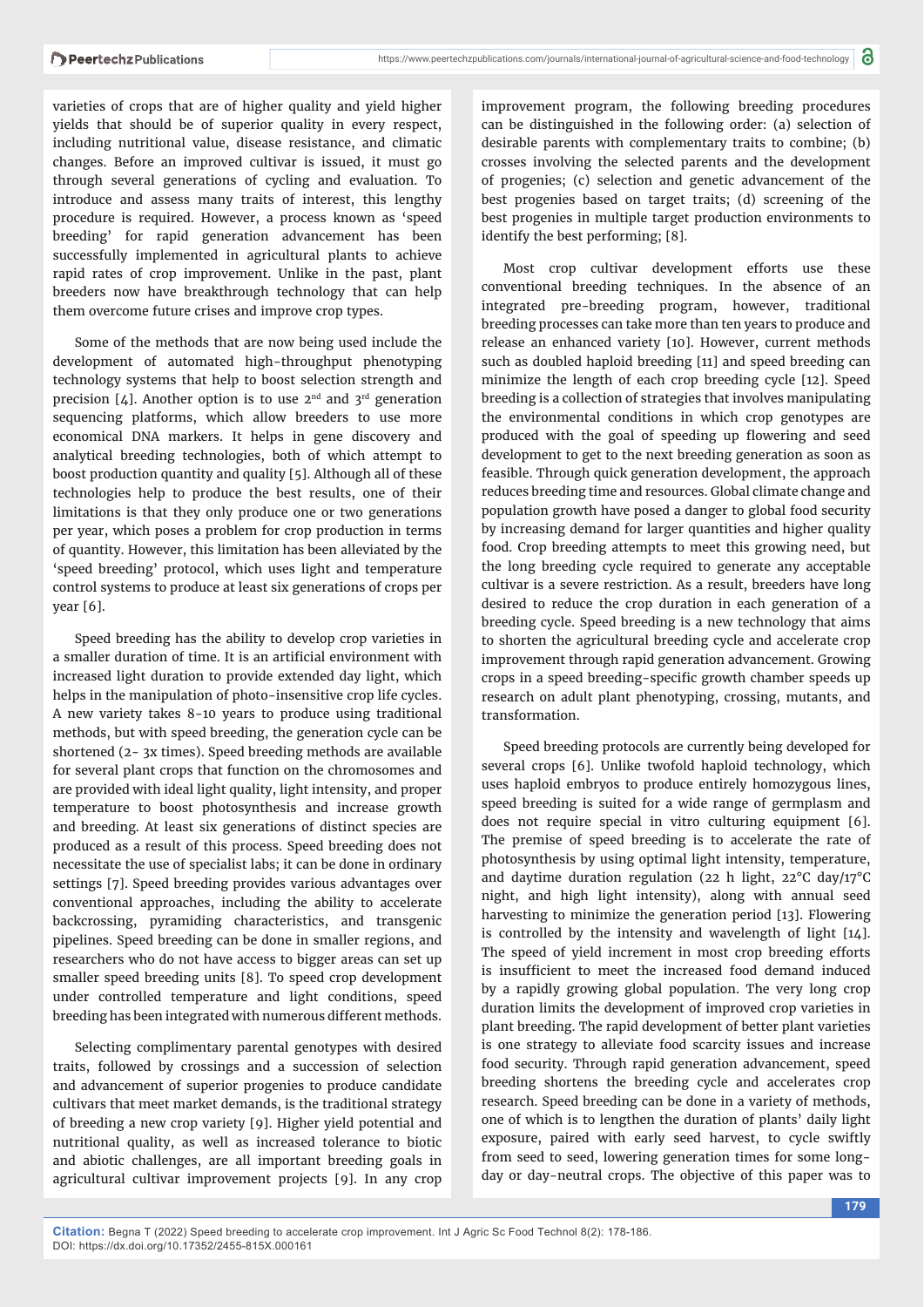varieties of crops that are of higher quality and yield higher yields that should be of superior quality in every respect, including nutritional value, disease resistance, and climatic changes. Before an improved cultivar is issued, it must go through several generations of cycling and evaluation. To introduce and assess many traits of interest, this lengthy procedure is required. However, a process known as 'speed breeding' for rapid generation advancement has been successfully implemented in agricultural plants to achieve rapid rates of crop improvement. Unlike in the past, plant breeders now have breakthrough technology that can help them overcome future crises and improve crop types.

Some of the methods that are now being used include the development of automated high-throughput phenotyping technology systems that help to boost selection strength and precision [4]. Another option is to use 2nd and 3rd generation sequencing platforms, which allow breeders to use more economical DNA markers. It helps in gene discovery and analytical breeding technologies, both of which attempt to boost production quantity and quality [5]. Although all of these technologies help to produce the best results, one of their limitations is that they only produce one or two generations per year, which poses a problem for crop production in terms of quantity. However, this limitation has been alleviated by the 'speed breeding' protocol, which uses light and temperature control systems to produce at least six generations of crops per year [6].

Speed breeding has the ability to develop crop varieties in a smaller duration of time. It is an artificial environment with increased light duration to provide extended day light, which helps in the manipulation of photo-insensitive crop life cycles. A new variety takes 8-10 years to produce using traditional methods, but with speed breeding, the generation cycle can be shortened (2- 3x times). Speed breeding methods are available for several plant crops that function on the chromosomes and are provided with ideal light quality, light intensity, and proper temperature to boost photosynthesis and increase growth and breeding. At least six generations of distinct species are produced as a result of this process. Speed breeding does not necessitate the use of specialist labs; it can be done in ordinary settings [7]. Speed breeding provides various advantages over conventional approaches, including the ability to accelerate backcrossing, pyramiding characteristics, and transgenic pipelines. Speed breeding can be done in smaller regions, and researchers who do not have access to bigger areas can set up smaller speed breeding units [8]. To speed crop development under controlled temperature and light conditions, speed breeding has been integrated with numerous different methods.

Selecting complimentary parental genotypes with desired traits, followed by crossings and a succession of selection and advancement of superior progenies to produce candidate cultivars that meet market demands, is the traditional strategy of breeding a new crop variety [9]. Higher yield potential and nutritional quality, as well as increased tolerance to biotic and abiotic challenges, are all important breeding goals in agricultural cultivar improvement projects [9]. In any crop improvement program, the following breeding procedures can be distinguished in the following order: (a) selection of desirable parents with complementary traits to combine; (b) crosses involving the selected parents and the development of progenies; (c) selection and genetic advancement of the best progenies based on target traits; (d) screening of the best progenies in multiple target production environments to identify the best performing; [8].

Most crop cultivar development efforts use these conventional breeding techniques. In the absence of an integrated pre-breeding program, however, traditional breeding processes can take more than ten years to produce and release an enhanced variety [10]. However, current methods such as doubled haploid breeding [11] and speed breeding can minimize the length of each crop breeding cycle [12]. Speed breeding is a collection of strategies that involves manipulating the environmental conditions in which crop genotypes are produced with the goal of speeding up flowering and seed development to get to the next breeding generation as soon as feasible. Through quick generation development, the approach reduces breeding time and resources. Global climate change and population growth have posed a danger to global food security by increasing demand for larger quantities and higher quality food. Crop breeding attempts to meet this growing need, but the long breeding cycle required to generate any acceptable cultivar is a severe restriction. As a result, breeders have long desired to reduce the crop duration in each generation of a breeding cycle. Speed breeding is a new technology that aims to shorten the agricultural breeding cycle and accelerate crop improvement through rapid generation advancement. Growing crops in a speed breeding-specific growth chamber speeds up research on adult plant phenotyping, crossing, mutants, and transformation.

Speed breeding protocols are currently being developed for several crops [6]. Unlike twofold haploid technology, which uses haploid embryos to produce entirely homozygous lines, speed breeding is suited for a wide range of germplasm and does not require special in vitro culturing equipment [6]. The premise of speed breeding is to accelerate the rate of photosynthesis by using optimal light intensity, temperature, and daytime duration regulation (22 h light, 22°C day/17°C night, and high light intensity), along with annual seed harvesting to minimize the generation period [13]. Flowering is controlled by the intensity and wavelength of light [14]. The speed of yield increment in most crop breeding efforts is insufficient to meet the increased food demand induced by a rapidly growing global population. The very long crop duration limits the development of improved crop varieties in plant breeding. The rapid development of better plant varieties is one strategy to alleviate food scarcity issues and increase food security. Through rapid generation advancement, speed breeding shortens the breeding cycle and accelerates crop research. Speed breeding can be done in a variety of methods, one of which is to lengthen the duration of plants' daily light exposure, paired with early seed harvest, to cycle swiftly from seed to seed, lowering generation times for some long-day or day-neutral crops. The objective of this paper was to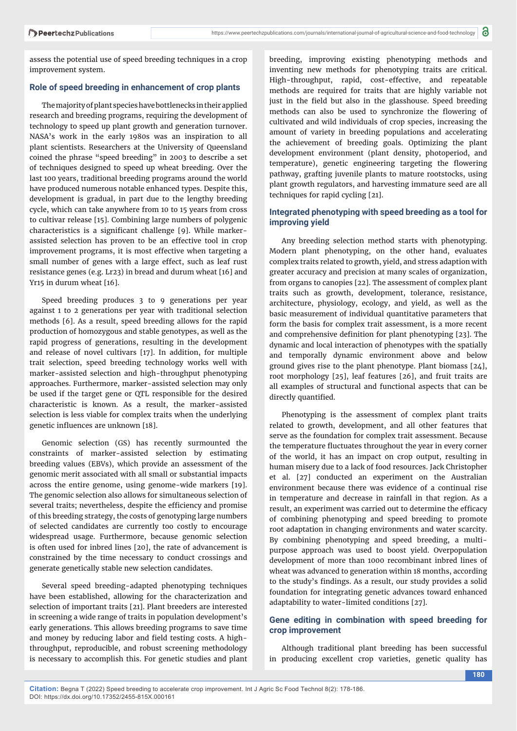assess the potential use of speed breeding techniques in a crop improvement system.

## Role of speed breeding in enhancement of crop plants

The majority of plant species have bottlenecks in their applied research and breeding programs, requiring the development of technology to speed up plant growth and generation turnover. NASA's work in the early 1980s was an inspiration to all plant scientists. Researchers at the University of Queensland coined the phrase "speed breeding" in 2003 to describe a set of techniques designed to speed up wheat breeding. Over the last 100 years, traditional breeding programs around the world have produced numerous notable enhanced types. Despite this, development is gradual, in part due to the lengthy breeding cycle, which can take anywhere from 10 to 15 years from cross to cultivar release [15]. Combining large numbers of polygenic characteristics is a significant challenge [9]. While marker-assisted selection has proven to be an effective tool in crop improvement programs, it is most effective when targeting a small number of genes with a large effect, such as leaf rust resistance genes (e.g. Lr23) in bread and durum wheat [16] and Yr15 in durum wheat [16].

Speed breeding produces 3 to 9 generations per year against 1 to 2 generations per year with traditional selection methods [6]. As a result, speed breeding allows for the rapid production of homozygous and stable genotypes, as well as the rapid progress of generations, resulting in the development and release of novel cultivars [17]. In addition, for multiple trait selection, speed breeding technology works well with marker-assisted selection and high-throughput phenotyping approaches. Furthermore, marker-assisted selection may only be used if the target gene or QTL responsible for the desired characteristic is known. As a result, the marker-assisted selection is less viable for complex traits when the underlying genetic influences are unknown [18].

Genomic selection (GS) has recently surmounted the constraints of marker-assisted selection by estimating breeding values (EBVs), which provide an assessment of the genomic merit associated with all small or substantial impacts across the entire genome, using genome-wide markers [19]. The genomic selection also allows for simultaneous selection of several traits; nevertheless, despite the efficiency and promise of this breeding strategy, the costs of genotyping large numbers of selected candidates are currently too costly to encourage widespread usage. Furthermore, because genomic selection is often used for inbred lines [20], the rate of advancement is constrained by the time necessary to conduct crossings and generate genetically stable new selection candidates.

Several speed breeding-adapted phenotyping techniques have been established, allowing for the characterization and selection of important traits [21]. Plant breeders are interested in screening a wide range of traits in population development's early generations. This allows breeding programs to save time and money by reducing labor and field testing costs. A high-throughput, reproducible, and robust screening methodology is necessary to accomplish this. For genetic studies and plant breeding, improving existing phenotyping methods and inventing new methods for phenotyping traits are critical. High-throughput, rapid, cost-effective, and repeatable methods are required for traits that are highly variable not just in the field but also in the glasshouse. Speed breeding methods can also be used to synchronize the flowering of cultivated and wild individuals of crop species, increasing the amount of variety in breeding populations and accelerating the achievement of breeding goals. Optimizing the plant development environment (plant density, photoperiod, and temperature), genetic engineering targeting the flowering pathway, grafting juvenile plants to mature rootstocks, using plant growth regulators, and harvesting immature seed are all techniques for rapid cycling [21].

## Integrated phenotyping with speed breeding as a tool for improving yield

Any breeding selection method starts with phenotyping. Modern plant phenotyping, on the other hand, evaluates complex traits related to growth, yield, and stress adaption with greater accuracy and precision at many scales of organization, from organs to canopies [22]. The assessment of complex plant traits such as growth, development, tolerance, resistance, architecture, physiology, ecology, and yield, as well as the basic measurement of individual quantitative parameters that form the basis for complex trait assessment, is a more recent and comprehensive definition for plant phenotyping [23]. The dynamic and local interaction of phenotypes with the spatially and temporally dynamic environment above and below ground gives rise to the plant phenotype. Plant biomass [24], root morphology [25], leaf features [26], and fruit traits are all examples of structural and functional aspects that can be directly quantified.

Phenotyping is the assessment of complex plant traits related to growth, development, and all other features that serve as the foundation for complex trait assessment. Because the temperature fluctuates throughout the year in every corner of the world, it has an impact on crop output, resulting in human misery due to a lack of food resources. Jack Christopher et al. [27] conducted an experiment on the Australian environment because there was evidence of a continual rise in temperature and decrease in rainfall in that region. As a result, an experiment was carried out to determine the efficacy of combining phenotyping and speed breeding to promote root adaptation in changing environments and water scarcity. By combining phenotyping and speed breeding, a multi-purpose approach was used to boost yield. Overpopulation development of more than 1000 recombinant inbred lines of wheat was advanced to generation within 18 months, according to the study's findings. As a result, our study provides a solid foundation for integrating genetic advances toward enhanced adaptability to water-limited conditions [27].

## Gene editing in combination with speed breeding for crop improvement

Although traditional plant breeding has been successful in producing excellent crop varieties, genetic quality has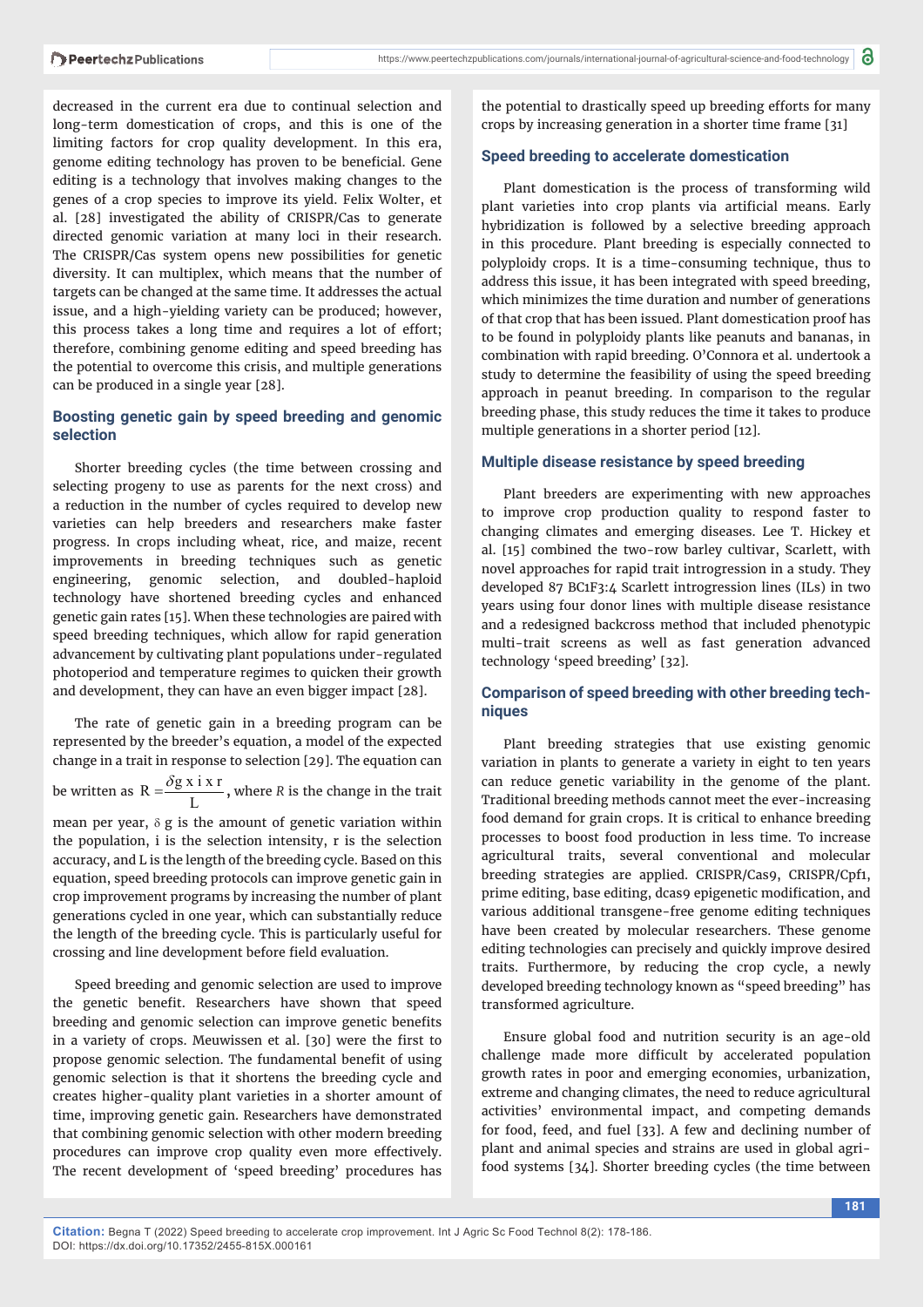decreased in the current era due to continual selection and long-term domestication of crops, and this is one of the limiting factors for crop quality development. In this era, genome editing technology has proven to be beneficial. Gene editing is a technology that involves making changes to the genes of a crop species to improve its yield. Felix Wolter, et al. [28] investigated the ability of CRISPR/Cas to generate directed genomic variation at many loci in their research. The CRISPR/Cas system opens new possibilities for genetic diversity. It can multiplex, which means that the number of targets can be changed at the same time. It addresses the actual issue, and a high-yielding variety can be produced; however, this process takes a long time and requires a lot of effort; therefore, combining genome editing and speed breeding has the potential to overcome this crisis, and multiple generations can be produced in a single year [28].

### Boosting genetic gain by speed breeding and genomic selection

Shorter breeding cycles (the time between crossing and selecting progeny to use as parents for the next cross) and a reduction in the number of cycles required to develop new varieties can help breeders and researchers make faster progress. In crops including wheat, rice, and maize, recent improvements in breeding techniques such as genetic engineering, genomic selection, and doubled-haploid technology have shortened breeding cycles and enhanced genetic gain rates [15]. When these technologies are paired with speed breeding techniques, which allow for rapid generation advancement by cultivating plant populations under-regulated photoperiod and temperature regimes to quicken their growth and development, they can have an even bigger impact [28].

The rate of genetic gain in a breeding program can be represented by the breeder's equation, a model of the expected change in a trait in response to selection [29]. The equation can be written as $R = \frac{\delta g \times i \times r}{L}$, where *R* is the change in the trait mean per year, $\delta$ g is the amount of genetic variation within the population, i is the selection intensity, r is the selection accuracy, and L is the length of the breeding cycle. Based on this equation, speed breeding protocols can improve genetic gain in crop improvement programs by increasing the number of plant generations cycled in one year, which can substantially reduce the length of the breeding cycle. This is particularly useful for crossing and line development before field evaluation.

Speed breeding and genomic selection are used to improve the genetic benefit. Researchers have shown that speed breeding and genomic selection can improve genetic benefits in a variety of crops. Meuwissen et al. [30] were the first to propose genomic selection. The fundamental benefit of using genomic selection is that it shortens the breeding cycle and creates higher-quality plant varieties in a shorter amount of time, improving genetic gain. Researchers have demonstrated that combining genomic selection with other modern breeding procedures can improve crop quality even more effectively. The recent development of 'speed breeding' procedures has the potential to drastically speed up breeding efforts for many crops by increasing generation in a shorter time frame [31]

### Speed breeding to accelerate domestication

Plant domestication is the process of transforming wild plant varieties into crop plants via artificial means. Early hybridization is followed by a selective breeding approach in this procedure. Plant breeding is especially connected to polyploidy crops. It is a time-consuming technique, thus to address this issue, it has been integrated with speed breeding, which minimizes the time duration and number of generations of that crop that has been issued. Plant domestication proof has to be found in polyploidy plants like peanuts and bananas, in combination with rapid breeding. O'Connora et al. undertook a study to determine the feasibility of using the speed breeding approach in peanut breeding. In comparison to the regular breeding phase, this study reduces the time it takes to produce multiple generations in a shorter period [12].

### Multiple disease resistance by speed breeding

Plant breeders are experimenting with new approaches to improve crop production quality to respond faster to changing climates and emerging diseases. Lee T. Hickey et al. [15] combined the two-row barley cultivar, Scarlett, with novel approaches for rapid trait introgression in a study. They developed 87 BC1F3:4 Scarlett introgression lines (ILs) in two years using four donor lines with multiple disease resistance and a redesigned backcross method that included phenotypic multi-trait screens as well as fast generation advanced technology 'speed breeding' [32].

### Comparison of speed breeding with other breeding techniques

Plant breeding strategies that use existing genomic variation in plants to generate a variety in eight to ten years can reduce genetic variability in the genome of the plant. Traditional breeding methods cannot meet the ever-increasing food demand for grain crops. It is critical to enhance breeding processes to boost food production in less time. To increase agricultural traits, several conventional and molecular breeding strategies are applied. CRISPR/Cas9, CRISPR/Cpf1, prime editing, base editing, dcas9 epigenetic modification, and various additional transgene-free genome editing techniques have been created by molecular researchers. These genome editing technologies can precisely and quickly improve desired traits. Furthermore, by reducing the crop cycle, a newly developed breeding technology known as "speed breeding" has transformed agriculture.

Ensure global food and nutrition security is an age-old challenge made more difficult by accelerated population growth rates in poor and emerging economies, urbanization, extreme and changing climates, the need to reduce agricultural activities' environmental impact, and competing demands for food, feed, and fuel [33]. A few and declining number of plant and animal species and strains are used in global agri-food systems [34]. Shorter breeding cycles (the time between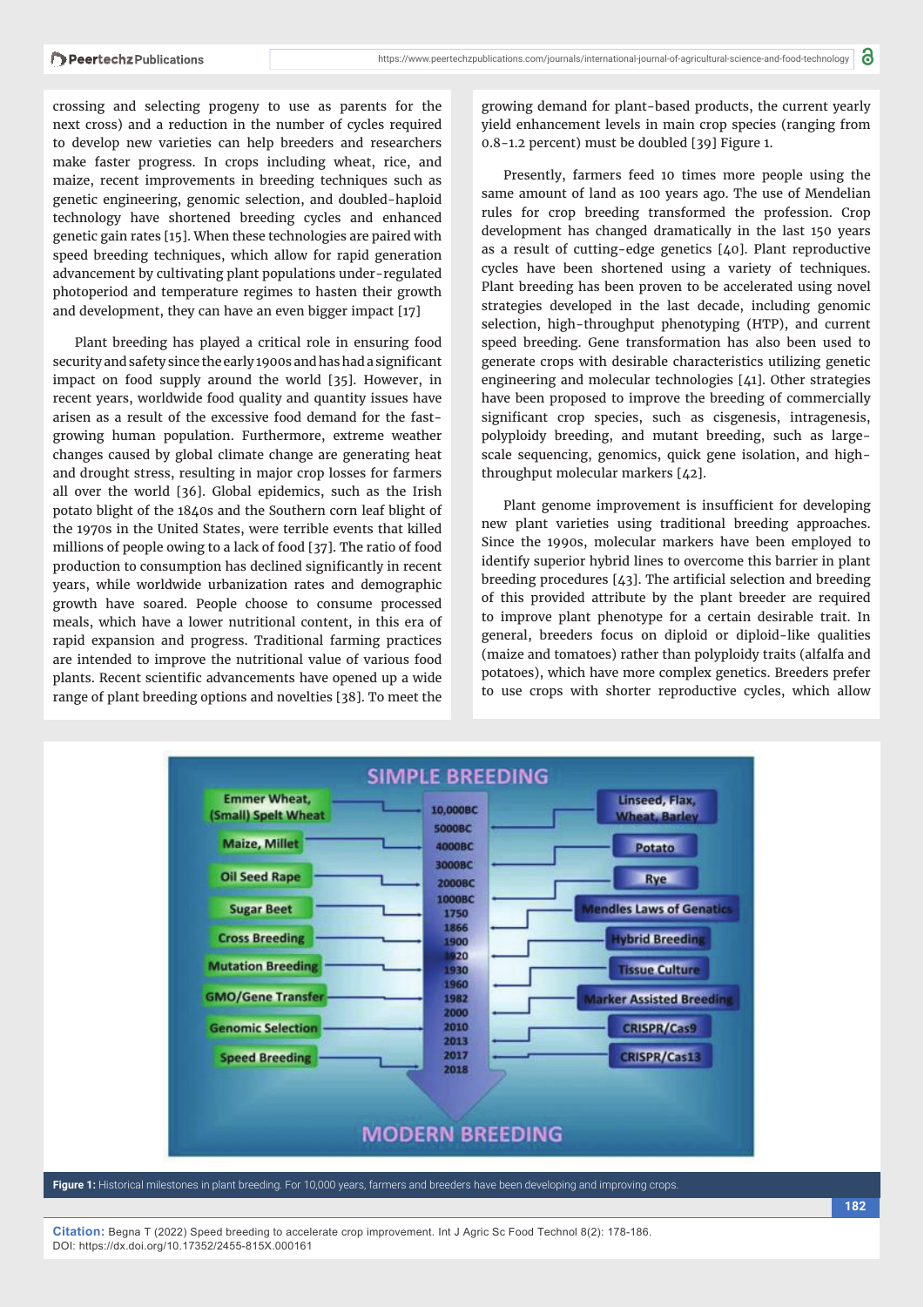crossing and selecting progeny to use as parents for the next cross) and a reduction in the number of cycles required to develop new varieties can help breeders and researchers make faster progress. In crops including wheat, rice, and maize, recent improvements in breeding techniques such as genetic engineering, genomic selection, and doubled-haploid technology have shortened breeding cycles and enhanced genetic gain rates [15]. When these technologies are paired with speed breeding techniques, which allow for rapid generation advancement by cultivating plant populations under-regulated photoperiod and temperature regimes to hasten their growth and development, they can have an even bigger impact [17]

Plant breeding has played a critical role in ensuring food security and safety since the early 1900s and has had a significant impact on food supply around the world [35]. However, in recent years, worldwide food quality and quantity issues have arisen as a result of the excessive food demand for the fast-growing human population. Furthermore, extreme weather changes caused by global climate change are generating heat and drought stress, resulting in major crop losses for farmers all over the world [36]. Global epidemics, such as the Irish potato blight of the 1840s and the Southern corn leaf blight of the 1970s in the United States, were terrible events that killed millions of people owing to a lack of food [37]. The ratio of food production to consumption has declined significantly in recent years, while worldwide urbanization rates and demographic growth have soared. People choose to consume processed meals, which have a lower nutritional content, in this era of rapid expansion and progress. Traditional farming practices are intended to improve the nutritional value of various food plants. Recent scientific advancements have opened up a wide range of plant breeding options and novelties [38]. To meet the growing demand for plant-based products, the current yearly yield enhancement levels in main crop species (ranging from 0.8-1.2 percent) must be doubled [39] Figure 1.

Presently, farmers feed 10 times more people using the same amount of land as 100 years ago. The use of Mendelian rules for crop breeding transformed the profession. Crop development has changed dramatically in the last 150 years as a result of cutting-edge genetics [40]. Plant reproductive cycles have been shortened using a variety of techniques. Plant breeding has been proven to be accelerated using novel strategies developed in the last decade, including genomic selection, high-throughput phenotyping (HTP), and current speed breeding. Gene transformation has also been used to generate crops with desirable characteristics utilizing genetic engineering and molecular technologies [41]. Other strategies have been proposed to improve the breeding of commercially significant crop species, such as cisgenesis, intragenesis, polyploidy breeding, and mutant breeding, such as large-scale sequencing, genomics, quick gene isolation, and high-throughput molecular markers [42].

Plant genome improvement is insufficient for developing new plant varieties using traditional breeding approaches. Since the 1990s, molecular markers have been employed to identify superior hybrid lines to overcome this barrier in plant breeding procedures [43]. The artificial selection and breeding of this provided attribute by the plant breeder are required to improve plant phenotype for a certain desirable trait. In general, breeders focus on diploid or diploid-like qualities (maize and tomatoes) rather than polyploidy traits (alfalfa and potatoes), which have more complex genetics. Breeders prefer to use crops with shorter reproductive cycles, which allow

**Figure 1:** Historical milestones in plant breeding. For 10,000 years, farmers and breeders have been developing and improving crops.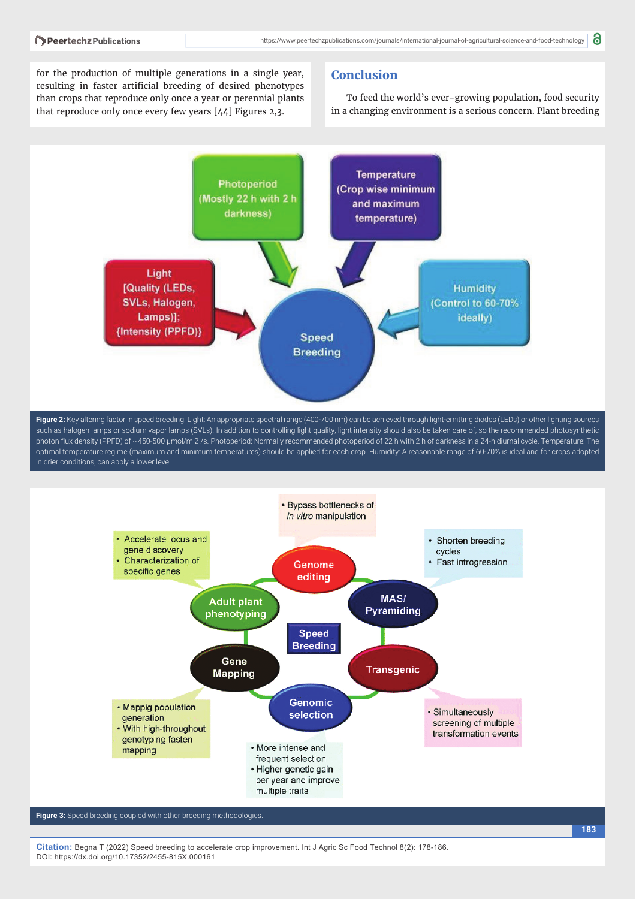for the production of multiple generations in a single year, resulting in faster artificial breeding of desired phenotypes than crops that reproduce only once a year or perennial plants that reproduce only once every few years [44] Figures 2,3.

## Conclusion

To feed the world's ever-growing population, food security in a changing environment is a serious concern. Plant breeding

**Figure 2:** Key altering factor in speed breeding. Light: An appropriate spectral range (400-700 nm) can be achieved through light-emitting diodes (LEDs) or other lighting sources such as halogen lamps or sodium vapor lamps (SVLs). In addition to controlling light quality, light intensity should also be taken care of, so the recommended photosynthetic photon flux density (PPFD) of ~450-500 μmol/m 2 /s. Photoperiod: Normally recommended photoperiod of 22 h with 2 h of darkness in a 24-h diurnal cycle. Temperature: The optimal temperature regime (maximum and minimum temperatures) should be applied for each crop. Humidity: A reasonable range of 60-70% is ideal and for crops adopted in drier conditions, can apply a lower level.

**Figure 3:** Speed breeding coupled with other breeding methodologies.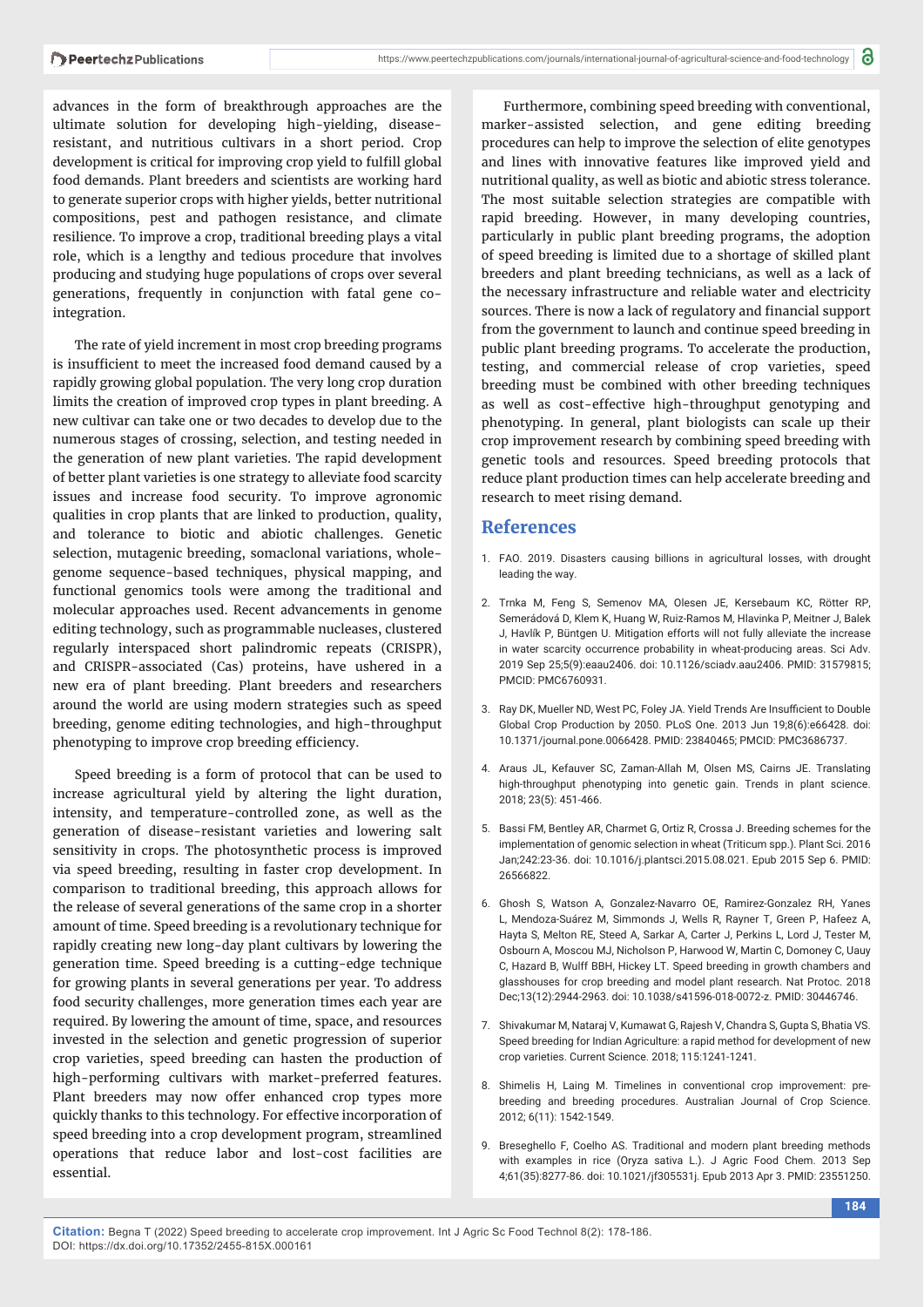advances in the form of breakthrough approaches are the ultimate solution for developing high-yielding, disease-resistant, and nutritious cultivars in a short period. Crop development is critical for improving crop yield to fulfill global food demands. Plant breeders and scientists are working hard to generate superior crops with higher yields, better nutritional compositions, pest and pathogen resistance, and climate resilience. To improve a crop, traditional breeding plays a vital role, which is a lengthy and tedious procedure that involves producing and studying huge populations of crops over several generations, frequently in conjunction with fatal gene co-integration.

The rate of yield increment in most crop breeding programs is insufficient to meet the increased food demand caused by a rapidly growing global population. The very long crop duration limits the creation of improved crop types in plant breeding. A new cultivar can take one or two decades to develop due to the numerous stages of crossing, selection, and testing needed in the generation of new plant varieties. The rapid development of better plant varieties is one strategy to alleviate food scarcity issues and increase food security. To improve agronomic qualities in crop plants that are linked to production, quality, and tolerance to biotic and abiotic challenges. Genetic selection, mutagenic breeding, somaclonal variations, whole-genome sequence-based techniques, physical mapping, and functional genomics tools were among the traditional and molecular approaches used. Recent advancements in genome editing technology, such as programmable nucleases, clustered regularly interspaced short palindromic repeats (CRISPR), and CRISPR-associated (Cas) proteins, have ushered in a new era of plant breeding. Plant breeders and researchers around the world are using modern strategies such as speed breeding, genome editing technologies, and high-throughput phenotyping to improve crop breeding efficiency.

Speed breeding is a form of protocol that can be used to increase agricultural yield by altering the light duration, intensity, and temperature-controlled zone, as well as the generation of disease-resistant varieties and lowering salt sensitivity in crops. The photosynthetic process is improved via speed breeding, resulting in faster crop development. In comparison to traditional breeding, this approach allows for the release of several generations of the same crop in a shorter amount of time. Speed breeding is a revolutionary technique for rapidly creating new long-day plant cultivars by lowering the generation time. Speed breeding is a cutting-edge technique for growing plants in several generations per year. To address food security challenges, more generation times each year are required. By lowering the amount of time, space, and resources invested in the selection and genetic progression of superior crop varieties, speed breeding can hasten the production of high-performing cultivars with market-preferred features. Plant breeders may now offer enhanced crop types more quickly thanks to this technology. For effective incorporation of speed breeding into a crop development program, streamlined operations that reduce labor and lost-cost facilities are essential.

Furthermore, combining speed breeding with conventional, marker-assisted selection, and gene editing breeding procedures can help to improve the selection of elite genotypes and lines with innovative features like improved yield and nutritional quality, as well as biotic and abiotic stress tolerance. The most suitable selection strategies are compatible with rapid breeding. However, in many developing countries, particularly in public plant breeding programs, the adoption of speed breeding is limited due to a shortage of skilled plant breeders and plant breeding technicians, as well as a lack of the necessary infrastructure and reliable water and electricity sources. There is now a lack of regulatory and financial support from the government to launch and continue speed breeding in public plant breeding programs. To accelerate the production, testing, and commercial release of crop varieties, speed breeding must be combined with other breeding techniques as well as cost-effective high-throughput genotyping and phenotyping. In general, plant biologists can scale up their crop improvement research by combining speed breeding with genetic tools and resources. Speed breeding protocols that reduce plant production times can help accelerate breeding and research to meet rising demand.

## References

1. FAO. 2019. Disasters causing billions in agricultural losses, with drought leading the way.

2. Trnka M, Feng S, Semenov MA, Olesen JE, Kersebaum KC, Rötter RP, Semerádová D, Klem K, Huang W, Ruiz-Ramos M, Hlavinka P, Meitner J, Balek J, Havlík P, Büntgen U. Mitigation efforts will not fully alleviate the increase in water scarcity occurrence probability in wheat-producing areas. Sci Adv. 2019 Sep 25;5(9):eaau2406. doi: 10.1126/sciadv.aau2406. PMID: 31579815; PMCID: PMC6760931.

3. Ray DK, Mueller ND, West PC, Foley JA. Yield Trends Are Insufficient to Double Global Crop Production by 2050. PLoS One. 2013 Jun 19;8(6):e66428. doi: 10.1371/journal.pone.0066428. PMID: 23840465; PMCID: PMC3686737.

4. Araus JL, Kefauver SC, Zaman-Allah M, Olsen MS, Cairns JE. Translating high-throughput phenotyping into genetic gain. Trends in plant science. 2018; 23(5): 451-466.

5. Bassi FM, Bentley AR, Charmet G, Ortiz R, Crossa J. Breeding schemes for the implementation of genomic selection in wheat (Triticum spp.). Plant Sci. 2016 Jan;242:23-36. doi: 10.1016/j.plantsci.2015.08.021. Epub 2015 Sep 6. PMID: 26566822.

6. Ghosh S, Watson A, Gonzalez-Navarro OE, Ramirez-Gonzalez RH, Yanes L, Mendoza-Suárez M, Simmonds J, Wells R, Rayner T, Green P, Hafeez A, Hayta S, Melton RE, Steed A, Sarkar A, Carter J, Perkins L, Lord J, Tester M, Osbourn A, Moscou MJ, Nicholson P, Harwood W, Martin C, Domoney C, Uauy C, Hazard B, Wulff BBH, Hickey LT. Speed breeding in growth chambers and glasshouses for crop breeding and model plant research. Nat Protoc. 2018 Dec;13(12):2944-2963. doi: 10.1038/s41596-018-0072-z. PMID: 30446746.

7. Shivakumar M, Nataraj V, Kumawat G, Rajesh V, Chandra S, Gupta S, Bhatia VS. Speed breeding for Indian Agriculture: a rapid method for development of new crop varieties. Current Science. 2018; 115:1241-1241.

8. Shimelis H, Laing M. Timelines in conventional crop improvement: pre-breeding and breeding procedures. Australian Journal of Crop Science. 2012; 6(11): 1542-1549.

9. Breseghello F, Coelho AS. Traditional and modern plant breeding methods with examples in rice (Oryza sativa L.). J Agric Food Chem. 2013 Sep 4;61(35):8277-86. doi: 10.1021/jf305531j. Epub 2013 Apr 3. PMID: 23551250.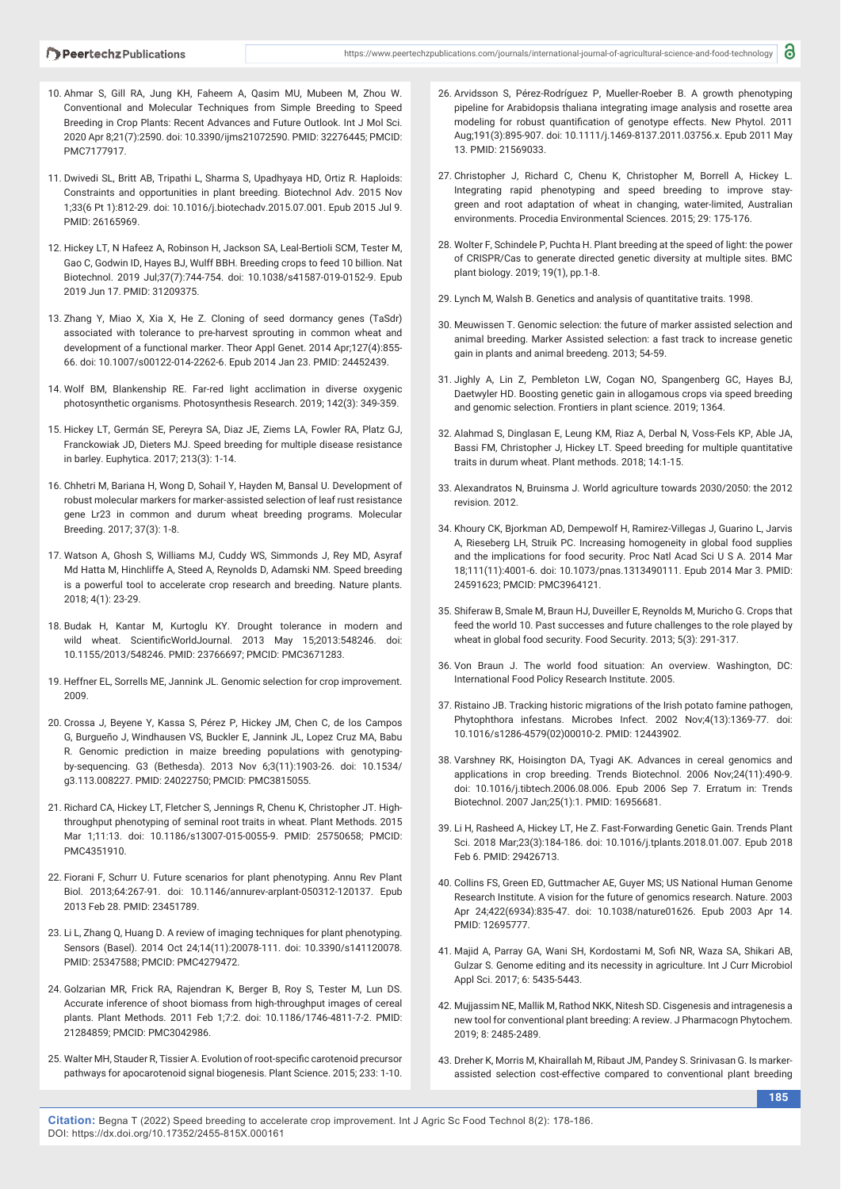10. Ahmar S, Gill RA, Jung KH, Faheem A, Qasim MU, Mubeen M, Zhou W. Conventional and Molecular Techniques from Simple Breeding to Speed Breeding in Crop Plants: Recent Advances and Future Outlook. Int J Mol Sci. 2020 Apr 8;21(7):2590. doi: 10.3390/ijms21072590. PMID: 32276445; PMCID: PMC7177917.

11. Dwivedi SL, Britt AB, Tripathi L, Sharma S, Upadhyaya HD, Ortiz R. Haploids: Constraints and opportunities in plant breeding. Biotechnol Adv. 2015 Nov 1;33(6 Pt 1):812-29. doi: 10.1016/j.biotechadv.2015.07.001. Epub 2015 Jul 9. PMID: 26165969.

12. Hickey LT, N Hafeez A, Robinson H, Jackson SA, Leal-Bertioli SCM, Tester M, Gao C, Godwin ID, Hayes BJ, Wulff BBH. Breeding crops to feed 10 billion. Nat Biotechnol. 2019 Jul;37(7):744-754. doi: 10.1038/s41587-019-0152-9. Epub 2019 Jun 17. PMID: 31209375.

13. Zhang Y, Miao X, Xia X, He Z. Cloning of seed dormancy genes (TaSdr) associated with tolerance to pre-harvest sprouting in common wheat and development of a functional marker. Theor Appl Genet. 2014 Apr;127(4):855-66. doi: 10.1007/s00122-014-2262-6. Epub 2014 Jan 23. PMID: 24452439.

14. Wolf BM, Blankenship RE. Far-red light acclimation in diverse oxygenic photosynthetic organisms. Photosynthesis Research. 2019; 142(3): 349-359.

15. Hickey LT, Germán SE, Pereyra SA, Diaz JE, Ziems LA, Fowler RA, Platz GJ, Franckowiak JD, Dieters MJ. Speed breeding for multiple disease resistance in barley. Euphytica. 2017; 213(3): 1-14.

16. Chhetri M, Bariana H, Wong D, Sohail Y, Hayden M, Bansal U. Development of robust molecular markers for marker-assisted selection of leaf rust resistance gene Lr23 in common and durum wheat breeding programs. Molecular Breeding. 2017; 37(3): 1-8.

17. Watson A, Ghosh S, Williams MJ, Cuddy WS, Simmonds J, Rey MD, Asyraf Md Hatta M, Hinchliffe A, Steed A, Reynolds D, Adamski NM. Speed breeding is a powerful tool to accelerate crop research and breeding. Nature plants. 2018; 4(1): 23-29.

18. Budak H, Kantar M, Kurtoglu KY. Drought tolerance in modern and wild wheat. ScientificWorldJournal. 2013 May 15;2013:548246. doi: 10.1155/2013/548246. PMID: 23766697; PMCID: PMC3671283.

19. Heffner EL, Sorrells ME, Jannink JL. Genomic selection for crop improvement. 2009.

20. Crossa J, Beyene Y, Kassa S, Pérez P, Hickey JM, Chen C, de los Campos G, Burgueño J, Windhausen VS, Buckler E, Jannink JL, Lopez Cruz MA, Babu R. Genomic prediction in maize breeding populations with genotyping-by-sequencing. G3 (Bethesda). 2013 Nov 6;3(11):1903-26. doi: 10.1534/g3.113.008227. PMID: 24022750; PMCID: PMC3815055.

21. Richard CA, Hickey LT, Fletcher S, Jennings R, Chenu K, Christopher JT. High-throughput phenotyping of seminal root traits in wheat. Plant Methods. 2015 Mar 1;11:13. doi: 10.1186/s13007-015-0055-9. PMID: 25750658; PMCID: PMC4351910.

22. Fiorani F, Schurr U. Future scenarios for plant phenotyping. Annu Rev Plant Biol. 2013;64:267-91. doi: 10.1146/annurev-arplant-050312-120137. Epub 2013 Feb 28. PMID: 23451789.

23. Li L, Zhang Q, Huang D. A review of imaging techniques for plant phenotyping. Sensors (Basel). 2014 Oct 24;14(11):20078-111. doi: 10.3390/s141120078. PMID: 25347588; PMCID: PMC4279472.

24. Golzarian MR, Frick RA, Rajendran K, Berger B, Roy S, Tester M, Lun DS. Accurate inference of shoot biomass from high-throughput images of cereal plants. Plant Methods. 2011 Feb 1;7:2. doi: 10.1186/1746-4811-7-2. PMID: 21284859; PMCID: PMC3042986.

25. Walter MH, Stauder R, Tissier A. Evolution of root-specific carotenoid precursor pathways for apocarotenoid signal biogenesis. Plant Science. 2015; 233: 1-10.

26. Arvidsson S, Pérez-Rodríguez P, Mueller-Roeber B. A growth phenotyping pipeline for Arabidopsis thaliana integrating image analysis and rosette area modeling for robust quantification of genotype effects. New Phytol. 2011 Aug;191(3):895-907. doi: 10.1111/j.1469-8137.2011.03756.x. Epub 2011 May 13. PMID: 21569033.

27. Christopher J, Richard C, Chenu K, Christopher M, Borrell A, Hickey L. Integrating rapid phenotyping and speed breeding to improve stay-green and root adaptation of wheat in changing, water-limited, Australian environments. Procedia Environmental Sciences. 2015; 29: 175-176.

28. Wolter F, Schindele P, Puchta H. Plant breeding at the speed of light: the power of CRISPR/Cas to generate directed genetic diversity at multiple sites. BMC plant biology. 2019; 19(1), pp.1-8.

29. Lynch M, Walsh B. Genetics and analysis of quantitative traits. 1998.

30. Meuwissen T. Genomic selection: the future of marker assisted selection and animal breeding. Marker Assisted selection: a fast track to increase genetic gain in plants and animal breedeng. 2013; 54-59.

31. Jighly A, Lin Z, Pembleton LW, Cogan NO, Spangenberg GC, Hayes BJ, Daetwyler HD. Boosting genetic gain in allogamous crops via speed breeding and genomic selection. Frontiers in plant science. 2019; 1364.

32. Alahmad S, Dinglasan E, Leung KM, Riaz A, Derbal N, Voss-Fels KP, Able JA, Bassi FM, Christopher J, Hickey LT. Speed breeding for multiple quantitative traits in durum wheat. Plant methods. 2018; 14:1-15.

33. Alexandratos N, Bruinsma J. World agriculture towards 2030/2050: the 2012 revision. 2012.

34. Khoury CK, Bjorkman AD, Dempewolf H, Ramirez-Villegas J, Guarino L, Jarvis A, Rieseberg LH, Struik PC. Increasing homogeneity in global food supplies and the implications for food security. Proc Natl Acad Sci U S A. 2014 Mar 18;111(11):4001-6. doi: 10.1073/pnas.1313490111. Epub 2014 Mar 3. PMID: 24591623; PMCID: PMC3964121.

35. Shiferaw B, Smale M, Braun HJ, Duveiller E, Reynolds M, Muricho G. Crops that feed the world 10. Past successes and future challenges to the role played by wheat in global food security. Food Security. 2013; 5(3): 291-317.

36. Von Braun J. The world food situation: An overview. Washington, DC: International Food Policy Research Institute. 2005.

37. Ristaino JB. Tracking historic migrations of the Irish potato famine pathogen, Phytophthora infestans. Microbes Infect. 2002 Nov;4(13):1369-77. doi: 10.1016/s1286-4579(02)00010-2. PMID: 12443902.

38. Varshney RK, Hoisington DA, Tyagi AK. Advances in cereal genomics and applications in crop breeding. Trends Biotechnol. 2006 Nov;24(11):490-9. doi: 10.1016/j.tibtech.2006.08.006. Epub 2006 Sep 7. Erratum in: Trends Biotechnol. 2007 Jan;25(1):1. PMID: 16956681.

39. Li H, Rasheed A, Hickey LT, He Z. Fast-Forwarding Genetic Gain. Trends Plant Sci. 2018 Mar;23(3):184-186. doi: 10.1016/j.tplants.2018.01.007. Epub 2018 Feb 6. PMID: 29426713.

40. Collins FS, Green ED, Guttmacher AE, Guyer MS; US National Human Genome Research Institute. A vision for the future of genomics research. Nature. 2003 Apr 24;422(6934):835-47. doi: 10.1038/nature01626. Epub 2003 Apr 14. PMID: 12695777.

41. Majid A, Parray GA, Wani SH, Kordostami M, Sofi NR, Waza SA, Shikari AB, Gulzar S. Genome editing and its necessity in agriculture. Int J Curr Microbiol Appl Sci. 2017; 6: 5435-5443.

42. Mujjassim NE, Mallik M, Rathod NKK, Nitesh SD. Cisgenesis and intragenesis a new tool for conventional plant breeding: A review. J Pharmacogn Phytochem. 2019; 8: 2485-2489.

43. Dreher K, Morris M, Khairallah M, Ribaut JM, Pandey S. Srinivasan G. Is marker-assisted selection cost-effective compared to conventional plant breeding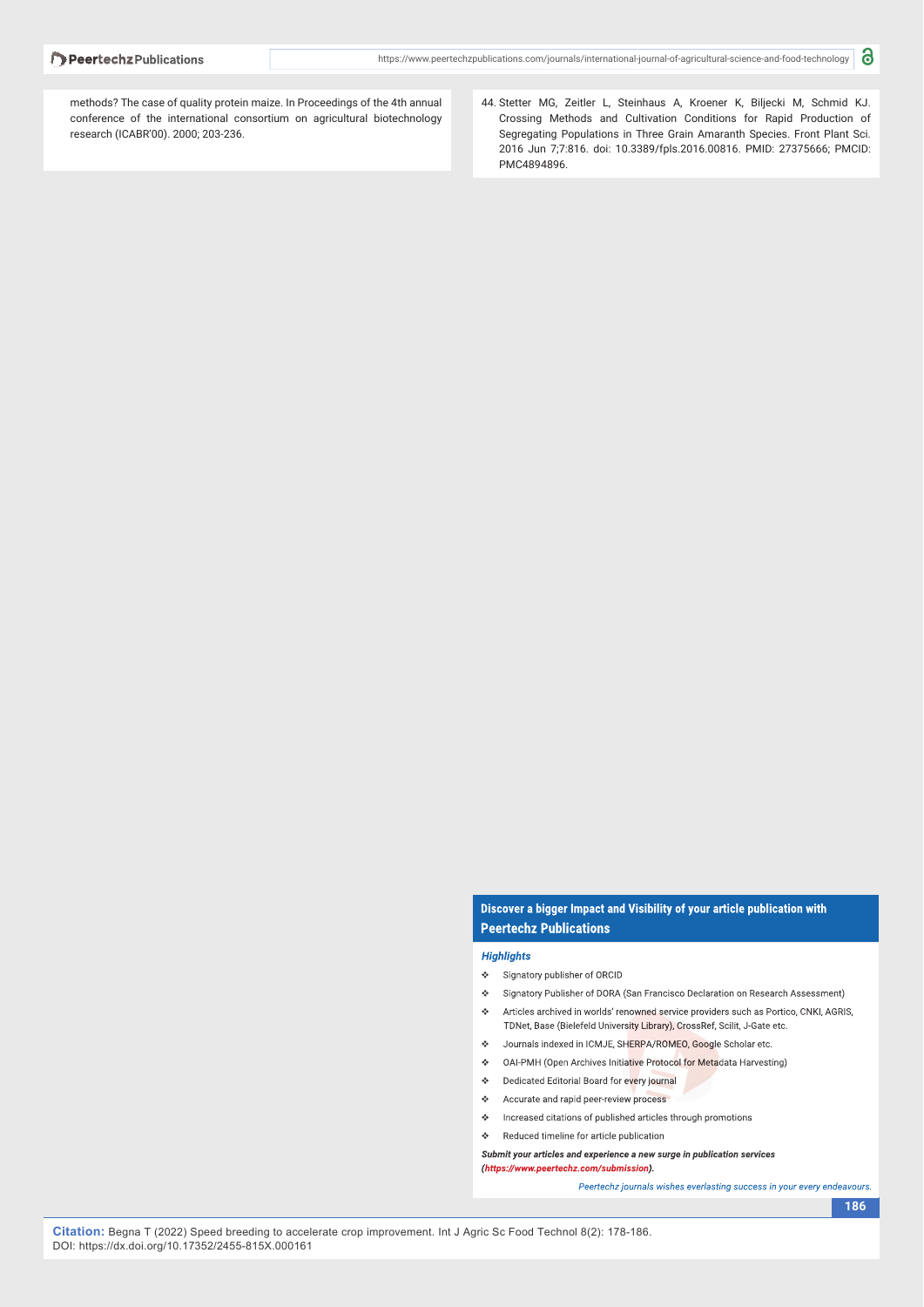methods? The case of quality protein maize. In Proceedings of the 4th annual conference of the international consortium on agricultural biotechnology research (ICABR'00). 2000; 203-236.

44. Stetter MG, Zeitler L, Steinhaus A, Kroener K, Biljecki M, Schmid KJ. Crossing Methods and Cultivation Conditions for Rapid Production of Segregating Populations in Three Grain Amaranth Species. Front Plant Sci. 2016 Jun 7;7:816. doi: 10.3389/fpls.2016.00816. PMID: 27375666; PMCID: PMC4894896.

**Discover a bigger Impact and Visibility of your article publication with Peertechz Publications**

***Highlights***

- Signatory publisher of ORCID
- Signatory Publisher of DORA (San Francisco Declaration on Research Assessment)
- Articles archived in worlds' renowned service providers such as Portico, CNKI, AGRIS, TDNet, Base (Bielefeld University Library), CrossRef, Scilit, J-Gate etc.
- Journals indexed in ICMJE, SHERPA/ROMEO, Google Scholar etc.
- OAI-PMH (Open Archives Initiative Protocol for Metadata Harvesting)
- Dedicated Editorial Board for every journal
- Accurate and rapid peer-review process
- Increased citations of published articles through promotions
- Reduced timeline for article publication

***Submit your articles and experience a new surge in publication services (https://www.peertechz.com/submission).***

*Peertechz journals wishes everlasting success in your every endeavours.*

**Citation:** Begna T (2022) Speed breeding to accelerate crop improvement. Int J Agric Sc Food Technol 8(2): 178-186. DOI: https://dx.doi.org/10.17352/2455-815X.000161